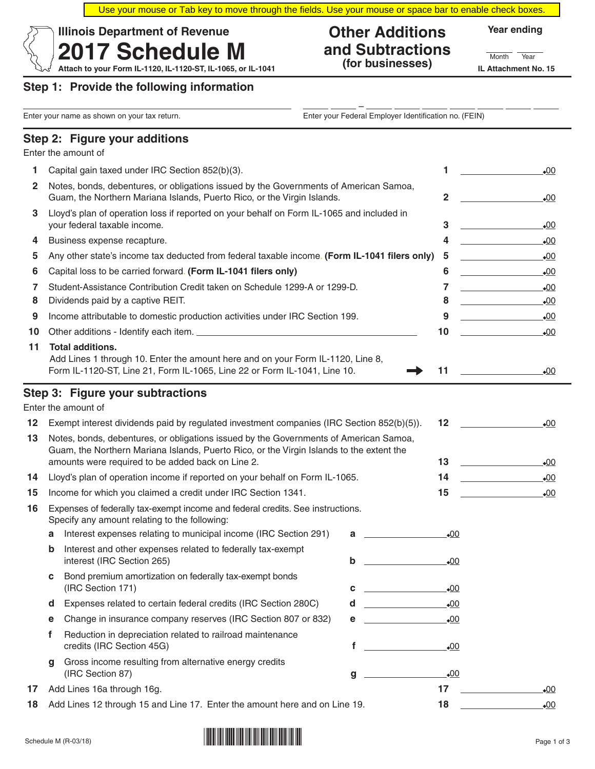Use your mouse or Tab key to move through the fields. Use your mouse or space bar to enable check boxes.

# Illinois Department of Revenue
# 2017 Schedule M

Attach to your Form IL-1120, IL-1120-ST, IL-1065, or IL-1041

## Other Additions and Subtractions (for businesses)

Year ending ______ Month ______ Year

IL Attachment No. 15

## Step 1: Provide the following information

______________________________ Enter your name as shown on your tax return.

___ ___ – ___ ___ ___ ___ ___ ___ ___ Enter your Federal Employer Identification no. (FEIN)

## Step 2: Figure your additions

Enter the amount of

| | | | |
|---|---|---|---|
| 1 | Capital gain taxed under IRC Section 852(b)(3). | 1 | .00 |
| 2 | Notes, bonds, debentures, or obligations issued by the Governments of American Samoa, Guam, the Northern Mariana Islands, Puerto Rico, or the Virgin Islands. | 2 | .00 |
| 3 | Lloyd's plan of operation loss if reported on your behalf on Form IL-1065 and included in your federal taxable income. | 3 | .00 |
| 4 | Business expense recapture. | 4 | .00 |
| 5 | Any other state's income tax deducted from federal taxable income. **(Form IL-1041 filers only)** | 5 | .00 |
| 6 | Capital loss to be carried forward. **(Form IL-1041 filers only)** | 6 | .00 |
| 7 | Student-Assistance Contribution Credit taken on Schedule 1299-A or 1299-D. | 7 | .00 |
| 8 | Dividends paid by a captive REIT. | 8 | .00 |
| 9 | Income attributable to domestic production activities under IRC Section 199. | 9 | .00 |
| 10 | Other additions - Identify each item. ______________________ | 10 | .00 |
| 11 | **Total additions.** Add Lines 1 through 10. Enter the amount here and on your Form IL-1120, Line 8, Form IL-1120-ST, Line 21, Form IL-1065, Line 22 or Form IL-1041, Line 10. ➡ | 11 | .00 |

## Step 3: Figure your subtractions

Enter the amount of

| | | | | | |
|---|---|---|---|---|---|
| 12 | Exempt interest dividends paid by regulated investment companies (IRC Section 852(b)(5)). | | | 12 | .00 |
| 13 | Notes, bonds, debentures, or obligations issued by the Governments of American Samoa, Guam, the Northern Mariana Islands, Puerto Rico, or the Virgin Islands to the extent the amounts were required to be added back on Line 2. | | | 13 | .00 |
| 14 | Lloyd's plan of operation income if reported on your behalf on Form IL-1065. | | | 14 | .00 |
| 15 | Income for which you claimed a credit under IRC Section 1341. | | | 15 | .00 |
| 16 | Expenses of federally tax-exempt income and federal credits. See instructions. Specify any amount relating to the following: | | | | |
| | **a** Interest expenses relating to municipal income (IRC Section 291) | a | .00 | | |
| | **b** Interest and other expenses related to federally tax-exempt interest (IRC Section 265) | b | .00 | | |
| | **c** Bond premium amortization on federally tax-exempt bonds (IRC Section 171) | c | .00 | | |
| | **d** Expenses related to certain federal credits (IRC Section 280C) | d | .00 | | |
| | **e** Change in insurance company reserves (IRC Section 807 or 832) | e | .00 | | |
| | **f** Reduction in depreciation related to railroad maintenance credits (IRC Section 45G) | f | .00 | | |
| | **g** Gross income resulting from alternative energy credits (IRC Section 87) | g | .00 | | |
| 17 | Add Lines 16a through 16g. | | | 17 | .00 |
| 18 | Add Lines 12 through 15 and Line 17. Enter the amount here and on Line 19. | | | 18 | .00 |

Schedule M (R-03/18)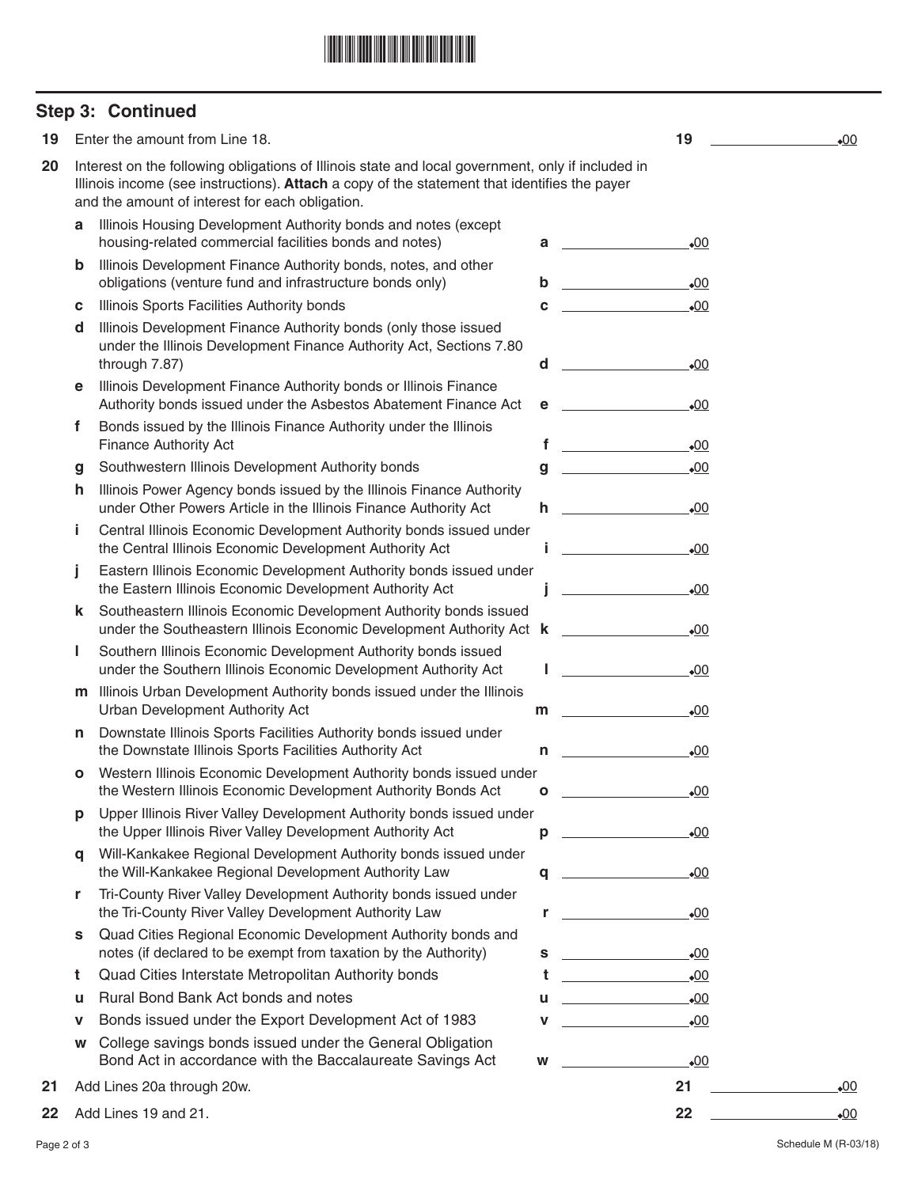## Step 3: Continued

**19** Enter the amount from Line 18. **19** _______________.00

**20** Interest on the following obligations of Illinois state and local government, only if included in Illinois income (see instructions). **Attach** a copy of the statement that identifies the payer and the amount of interest for each obligation.

| | | | |
|---|---|---|---|
| **a** | Illinois Housing Development Authority bonds and notes (except housing-related commercial facilities bonds and notes) | **a** | .00 |
| **b** | Illinois Development Finance Authority bonds, notes, and other obligations (venture fund and infrastructure bonds only) | **b** | .00 |
| **c** | Illinois Sports Facilities Authority bonds | **c** | .00 |
| **d** | Illinois Development Finance Authority bonds (only those issued under the Illinois Development Finance Authority Act, Sections 7.80 through 7.87) | **d** | .00 |
| **e** | Illinois Development Finance Authority bonds or Illinois Finance Authority bonds issued under the Asbestos Abatement Finance Act | **e** | .00 |
| **f** | Bonds issued by the Illinois Finance Authority under the Illinois Finance Authority Act | **f** | .00 |
| **g** | Southwestern Illinois Development Authority bonds | **g** | .00 |
| **h** | Illinois Power Agency bonds issued by the Illinois Finance Authority under Other Powers Article in the Illinois Finance Authority Act | **h** | .00 |
| **i** | Central Illinois Economic Development Authority bonds issued under the Central Illinois Economic Development Authority Act | **i** | .00 |
| **j** | Eastern Illinois Economic Development Authority bonds issued under the Eastern Illinois Economic Development Authority Act | **j** | .00 |
| **k** | Southeastern Illinois Economic Development Authority bonds issued under the Southeastern Illinois Economic Development Authority Act | **k** | .00 |
| **l** | Southern Illinois Economic Development Authority bonds issued under the Southern Illinois Economic Development Authority Act | **l** | .00 |
| **m** | Illinois Urban Development Authority bonds issued under the Illinois Urban Development Authority Act | **m** | .00 |
| **n** | Downstate Illinois Sports Facilities Authority bonds issued under the Downstate Illinois Sports Facilities Authority Act | **n** | .00 |
| **o** | Western Illinois Economic Development Authority bonds issued under the Western Illinois Economic Development Authority Bonds Act | **o** | .00 |
| **p** | Upper Illinois River Valley Development Authority bonds issued under the Upper Illinois River Valley Development Authority Act | **p** | .00 |
| **q** | Will-Kankakee Regional Development Authority bonds issued under the Will-Kankakee Regional Development Authority Law | **q** | .00 |
| **r** | Tri-County River Valley Development Authority bonds issued under the Tri-County River Valley Development Authority Law | **r** | .00 |
| **s** | Quad Cities Regional Economic Development Authority bonds and notes (if declared to be exempt from taxation by the Authority) | **s** | .00 |
| **t** | Quad Cities Interstate Metropolitan Authority bonds | **t** | .00 |
| **u** | Rural Bond Bank Act bonds and notes | **u** | .00 |
| **v** | Bonds issued under the Export Development Act of 1983 | **v** | .00 |
| **w** | College savings bonds issued under the General Obligation Bond Act in accordance with the Baccalaureate Savings Act | **w** | .00 |

**21** Add Lines 20a through 20w. **21** _______________.00

**22** Add Lines 19 and 21. **22** _______________.00

Schedule M (R-03/18)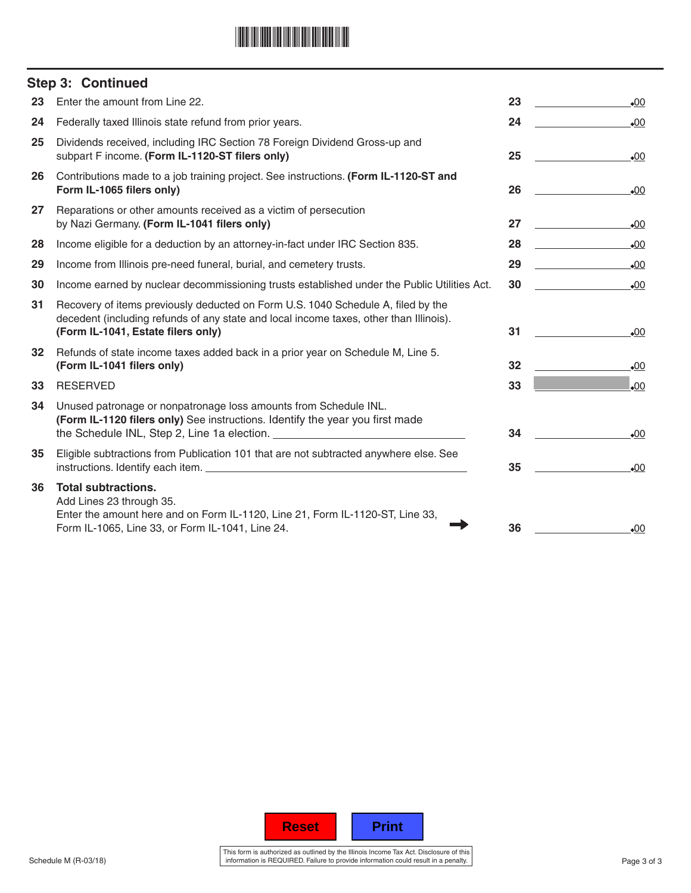## Step 3: Continued

| | | | |
|---|---|---|---|
| 23 | Enter the amount from Line 22. | 23 | .00 |
| 24 | Federally taxed Illinois state refund from prior years. | 24 | .00 |
| 25 | Dividends received, including IRC Section 78 Foreign Dividend Gross-up and subpart F income. **(Form IL-1120-ST filers only)** | 25 | .00 |
| 26 | Contributions made to a job training project. See instructions. **(Form IL-1120-ST and Form IL-1065 filers only)** | 26 | .00 |
| 27 | Reparations or other amounts received as a victim of persecution by Nazi Germany. **(Form IL-1041 filers only)** | 27 | .00 |
| 28 | Income eligible for a deduction by an attorney-in-fact under IRC Section 835. | 28 | .00 |
| 29 | Income from Illinois pre-need funeral, burial, and cemetery trusts. | 29 | .00 |
| 30 | Income earned by nuclear decommissioning trusts established under the Public Utilities Act. | 30 | .00 |
| 31 | Recovery of items previously deducted on Form U.S. 1040 Schedule A, filed by the decedent (including refunds of any state and local income taxes, other than Illinois). **(Form IL-1041, Estate filers only)** | 31 | .00 |
| 32 | Refunds of state income taxes added back in a prior year on Schedule M, Line 5. **(Form IL-1041 filers only)** | 32 | .00 |
| 33 | RESERVED | 33 | .00 |
| 34 | Unused patronage or nonpatronage loss amounts from Schedule INL. **(Form IL-1120 filers only)** See instructions. Identify the year you first made the Schedule INL, Step 2, Line 1a election. ______ | 34 | .00 |
| 35 | Eligible subtractions from Publication 101 that are not subtracted anywhere else. See instructions. Identify each item. ______ | 35 | .00 |
| 36 | **Total subtractions.** Add Lines 23 through 35. Enter the amount here and on Form IL-1120, Line 21, Form IL-1120-ST, Line 33, Form IL-1065, Line 33, or Form IL-1041, Line 24. ➡ | 36 | .00 |

Reset | Print

Schedule M (R-03/18)

This form is authorized as outlined by the Illinois Income Tax Act. Disclosure of this information is REQUIRED. Failure to provide information could result in a penalty.